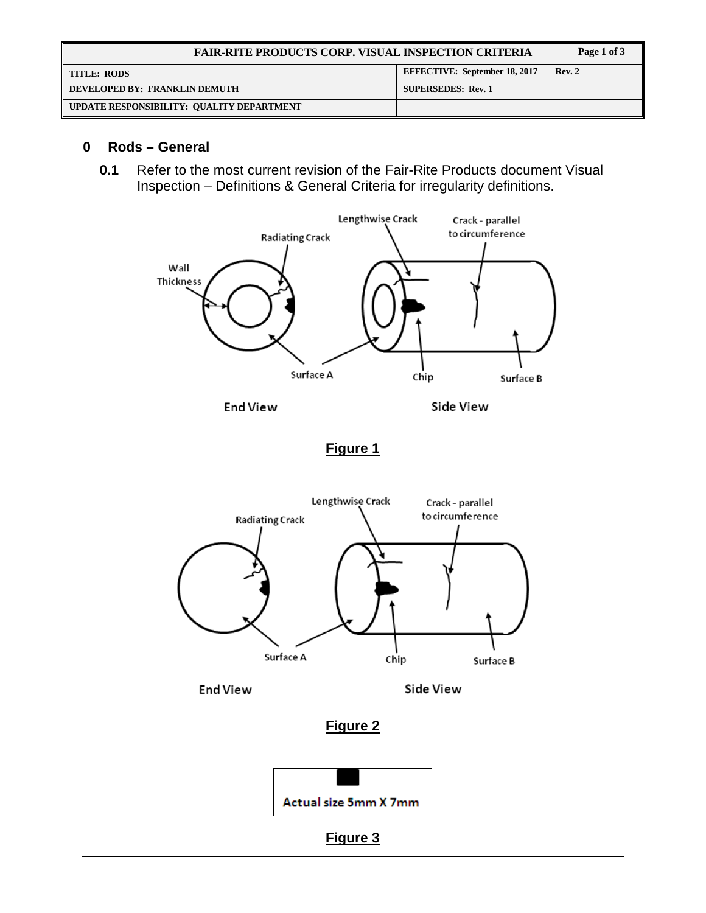| FAIR-RITE PRODUCTS CORP. VISUAL INSPECTION CRITERIA | |
| --- | --- |
| TITLE: RODS | EFFECTIVE: September 18, 2017 Rev. 2 |
| DEVELOPED BY: FRANKLIN DEMUTH | SUPERSEDES: Rev. 1 |
| UPDATE RESPONSIBILITY: QUALITY DEPARTMENT | |

# 0 Rods – General

**0.1** Refer to the most current revision of the Fair-Rite Products document Visual Inspection – Definitions & General Criteria for irregularity definitions.

Wall Thickness
Radiating Crack
Lengthwise Crack
Crack - parallel to circumference
Surface A
Chip
Surface B

End View

Side View

**Figure 1**

Radiating Crack
Lengthwise Crack
Crack - parallel to circumference
Surface A
Chip
Surface B

End View

Side View

**Figure 2**

Actual size 5mm X 7mm

**Figure 3**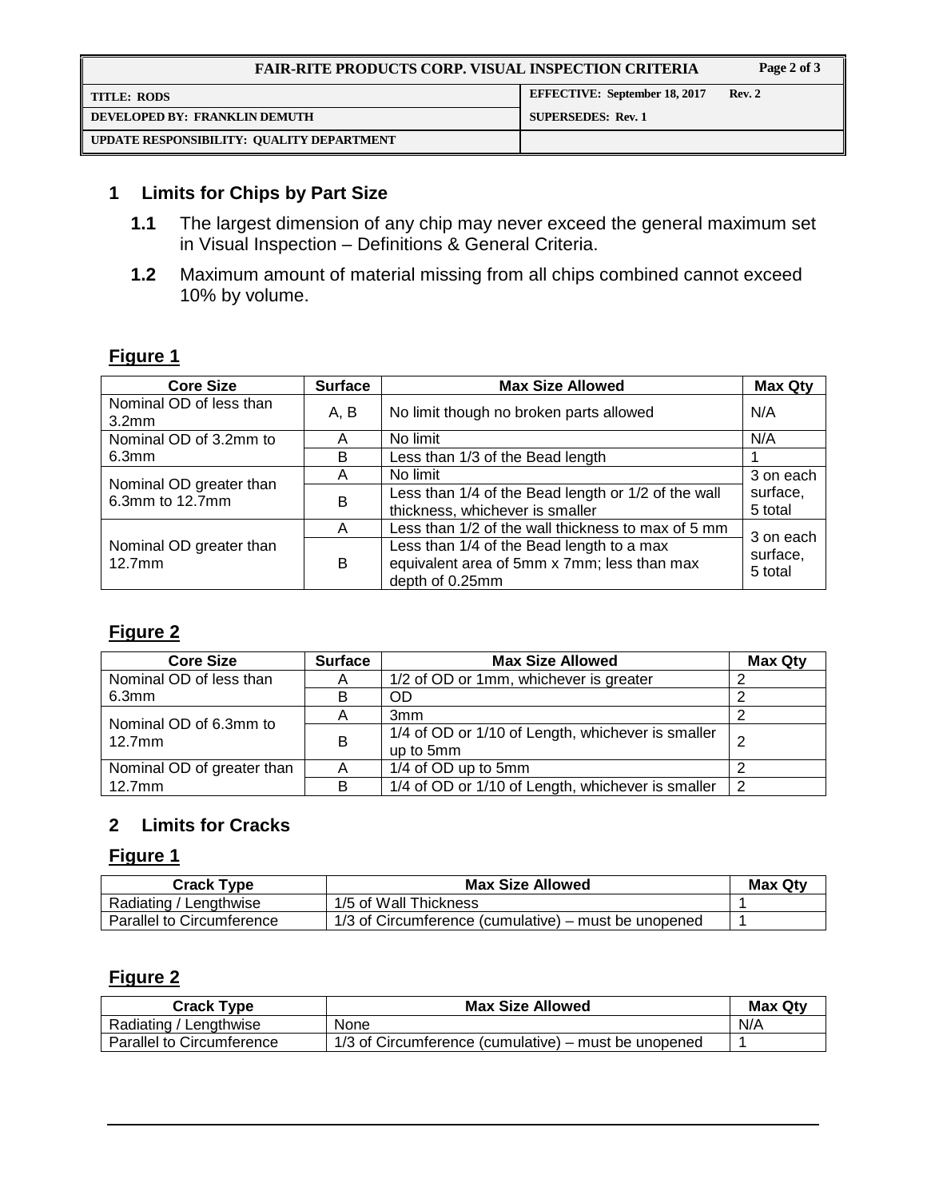## 1 Limits for Chips by Part Size

**1.1** The largest dimension of any chip may never exceed the general maximum set in Visual Inspection – Definitions & General Criteria.

**1.2** Maximum amount of material missing from all chips combined cannot exceed 10% by volume.

### Figure 1

| Core Size | Surface | Max Size Allowed | Max Qty |
|---|---|---|---|
| Nominal OD of less than 3.2mm | A, B | No limit though no broken parts allowed | N/A |
| Nominal OD of 3.2mm to 6.3mm | A | No limit | N/A |
| | B | Less than 1/3 of the Bead length | 1 |
| Nominal OD greater than 6.3mm to 12.7mm | A | No limit | 3 on each surface, 5 total |
| | B | Less than 1/4 of the Bead length or 1/2 of the wall thickness, whichever is smaller | |
| Nominal OD greater than 12.7mm | A | Less than 1/2 of the wall thickness to max of 5 mm | 3 on each surface, 5 total |
| | B | Less than 1/4 of the Bead length to a max equivalent area of 5mm x 7mm; less than max depth of 0.25mm | |

### Figure 2

| Core Size | Surface | Max Size Allowed | Max Qty |
|---|---|---|---|
| Nominal OD of less than 6.3mm | A | 1/2 of OD or 1mm, whichever is greater | 2 |
| | B | OD | 2 |
| Nominal OD of 6.3mm to 12.7mm | A | 3mm | 2 |
| | B | 1/4 of OD or 1/10 of Length, whichever is smaller up to 5mm | 2 |
| Nominal OD of greater than 12.7mm | A | 1/4 of OD up to 5mm | 2 |
| | B | 1/4 of OD or 1/10 of Length, whichever is smaller | 2 |

## 2 Limits for Cracks

### Figure 1

| Crack Type | Max Size Allowed | Max Qty |
|---|---|---|
| Radiating / Lengthwise | 1/5 of Wall Thickness | 1 |
| Parallel to Circumference | 1/3 of Circumference (cumulative) – must be unopened | 1 |

### Figure 2

| Crack Type | Max Size Allowed | Max Qty |
|---|---|---|
| Radiating / Lengthwise | None | N/A |
| Parallel to Circumference | 1/3 of Circumference (cumulative) – must be unopened | 1 |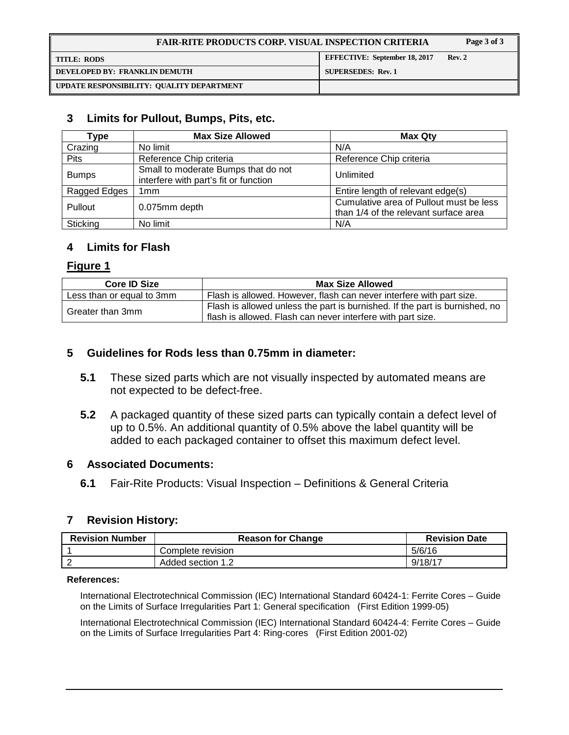## 3 Limits for Pullout, Bumps, Pits, etc.

| Type | Max Size Allowed | Max Qty |
|---|---|---|
| Crazing | No limit | N/A |
| Pits | Reference Chip criteria | Reference Chip criteria |
| Bumps | Small to moderate Bumps that do not interfere with part's fit or function | Unlimited |
| Ragged Edges | 1mm | Entire length of relevant edge(s) |
| Pullout | 0.075mm depth | Cumulative area of Pullout must be less than 1/4 of the relevant surface area |
| Sticking | No limit | N/A |

## 4 Limits for Flash

### Figure 1

| Core ID Size | Max Size Allowed |
|---|---|
| Less than or equal to 3mm | Flash is allowed. However, flash can never interfere with part size. |
| Greater than 3mm | Flash is allowed unless the part is burnished. If the part is burnished, no flash is allowed. Flash can never interfere with part size. |

## 5 Guidelines for Rods less than 0.75mm in diameter:

**5.1** These sized parts which are not visually inspected by automated means are not expected to be defect-free.

**5.2** A packaged quantity of these sized parts can typically contain a defect level of up to 0.5%. An additional quantity of 0.5% above the label quantity will be added to each packaged container to offset this maximum defect level.

## 6 Associated Documents:

**6.1** Fair-Rite Products: Visual Inspection – Definitions & General Criteria

## 7 Revision History:

| Revision Number | Reason for Change | Revision Date |
|---|---|---|
| 1 | Complete revision | 5/6/16 |
| 2 | Added section 1.2 | 9/18/17 |

**References:**

International Electrotechnical Commission (IEC) International Standard 60424-1: Ferrite Cores – Guide on the Limits of Surface Irregularities Part 1: General specification (First Edition 1999-05)

International Electrotechnical Commission (IEC) International Standard 60424-4: Ferrite Cores – Guide on the Limits of Surface Irregularities Part 4: Ring-cores (First Edition 2001-02)